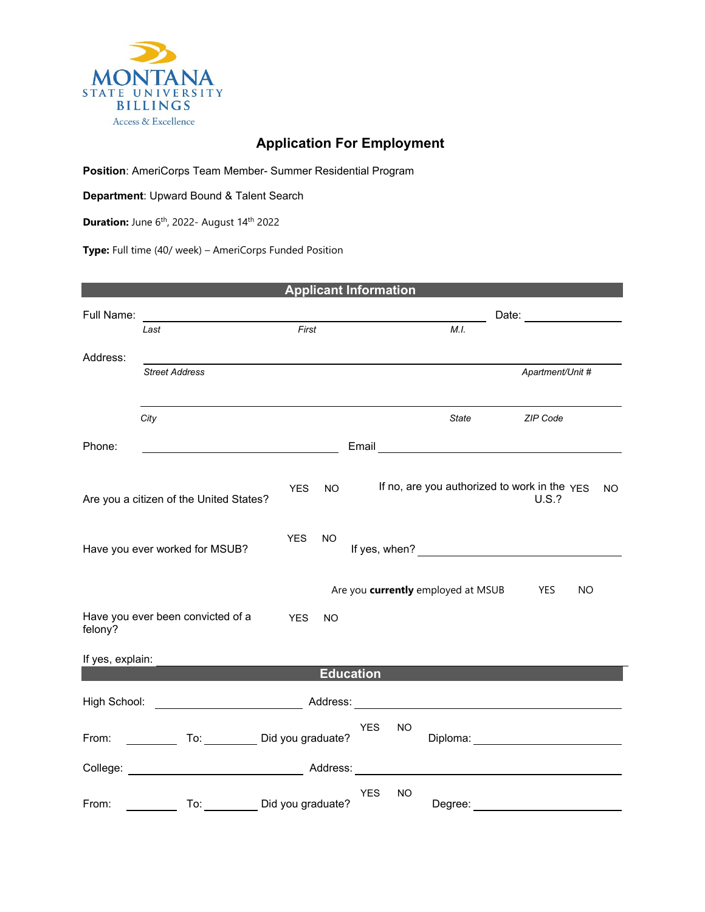MONTANA STATE UNIVERSITY BILLINGS
Access & Excellence

# Application For Employment

**Position**: AmeriCorps Team Member- Summer Residential Program

**Department**: Upward Bound & Talent Search

**Duration:** June 6th, 2022- August 14th 2022

**Type:** Full time (40/ week) – AmeriCorps Funded Position

## Applicant Information

Full Name: ______________________________________________ Date: ____________
*Last* *First* *M.I.*

Address: ______________________________________________________________
*Street Address* *Apartment/Unit #*

______________________________________________________________
*City* *State* *ZIP Code*

Phone: ______________________ Email ______________________________

Are you a citizen of the United States? YES NO If no, are you authorized to work in the U.S.? YES NO

Have you ever worked for MSUB? YES NO If yes, when? ______________________

Are you **currently** employed at MSUB YES NO

Have you ever been convicted of a felony? YES NO

If yes, explain: ______________________________________________________

## Education

High School: ____________________ Address: ______________________________

From: ________ To: ________ Did you graduate? YES NO Diploma: ________________

College: ______________________ Address: ______________________________

From: ________ To: ________ Did you graduate? YES NO Degree: ________________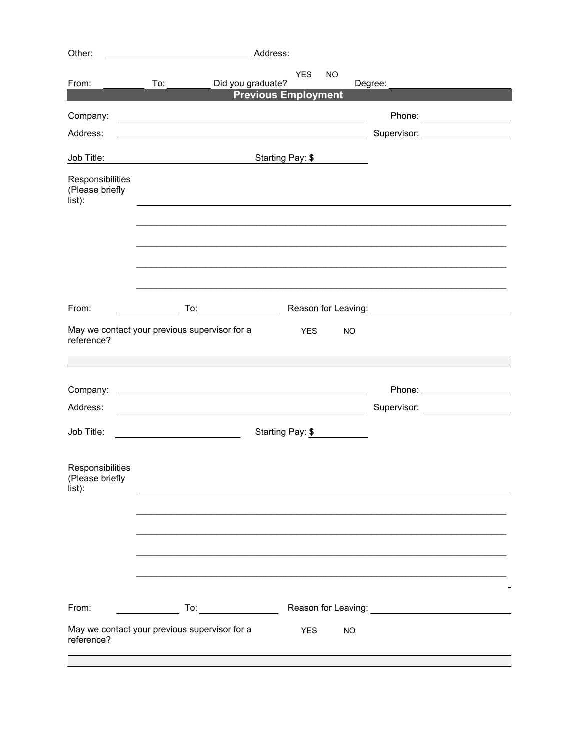Other: ______________________ Address:

From: ________ To: ________ Did you graduate? YES NO Degree: ______________

## Previous Employment

Company: ______________________________________ Phone: ______________

Address: ______________________________________ Supervisor: ______________

Job Title: ______________________ Starting Pay: $ __________

Responsibilities (Please briefly list): ____________________________________________

____________________________________________

____________________________________________

____________________________________________

____________________________________________

From: __________ To: __________ Reason for Leaving: ______________________

May we contact your previous supervisor for a reference? YES NO

---

Company: ______________________________________ Phone: ______________

Address: ______________________________________ Supervisor: ______________

Job Title: ______________________ Starting Pay: $ __________

Responsibilities (Please briefly list): ____________________________________________

____________________________________________

____________________________________________

____________________________________________

____________________________________________

From: __________ To: __________ Reason for Leaving: ______________________

May we contact your previous supervisor for a reference? YES NO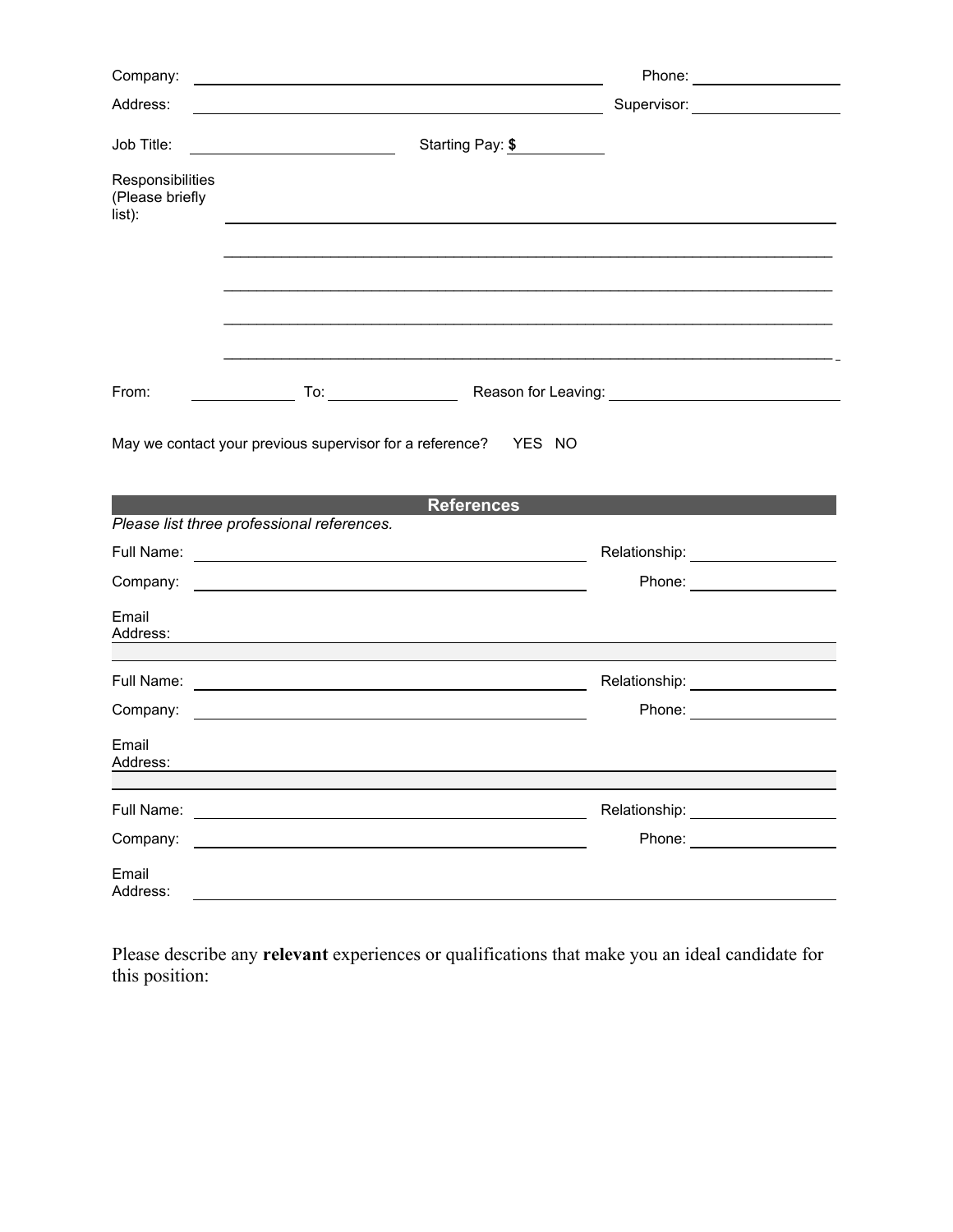Company: ______________________________ Phone: ____________

Address: ______________________________ Supervisor: ____________

Job Title: ____________ Starting Pay: **$** ________

Responsibilities (Please briefly list): ____________________________________________

____________________________________________

____________________________________________

____________________________________________

____________________________________________

From: ________ To: ________ Reason for Leaving: ____________________

May we contact your previous supervisor for a reference? YES NO

## References

*Please list three professional references.*

Full Name: ______________________________ Relationship: ____________

Company: ______________________________ Phone: ____________

Email Address: ____________________________________________

Full Name: ______________________________ Relationship: ____________

Company: ______________________________ Phone: ____________

Email Address: ____________________________________________

Full Name: ______________________________ Relationship: ____________

Company: ______________________________ Phone: ____________

Email Address: ____________________________________________

Please describe any **relevant** experiences or qualifications that make you an ideal candidate for this position: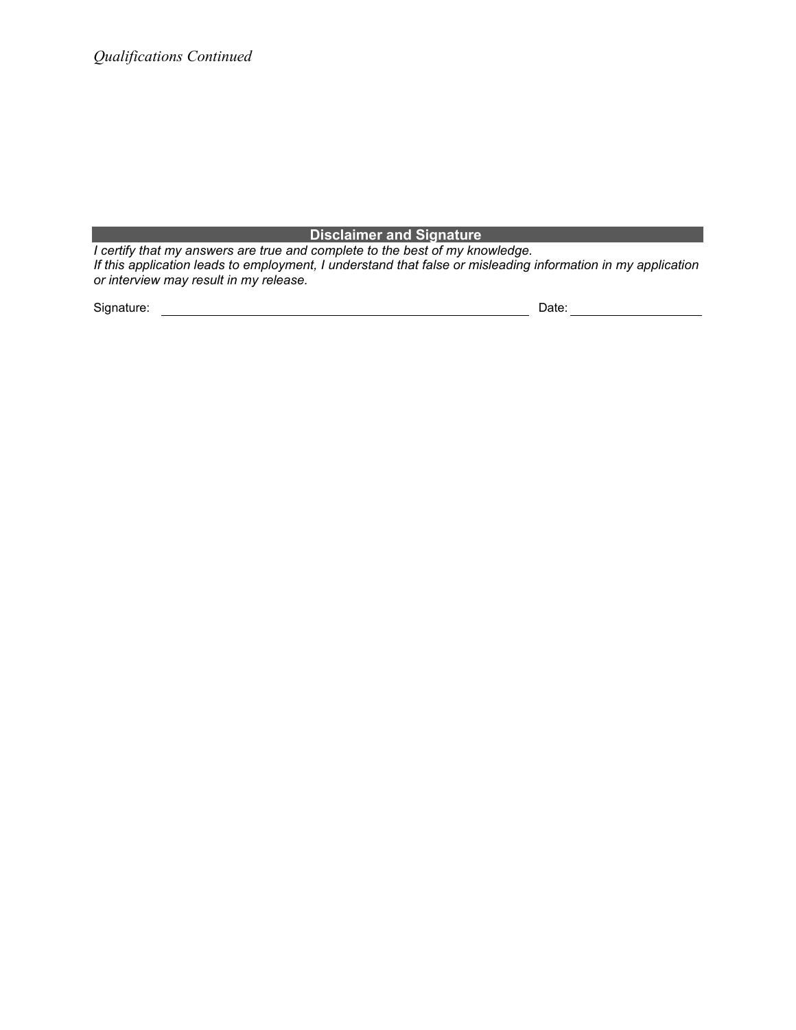*Qualifications Continued*

## Disclaimer and Signature

*I certify that my answers are true and complete to the best of my knowledge.*
*If this application leads to employment, I understand that false or misleading information in my application or interview may result in my release.*

Signature: ______________________________ Date: ______________